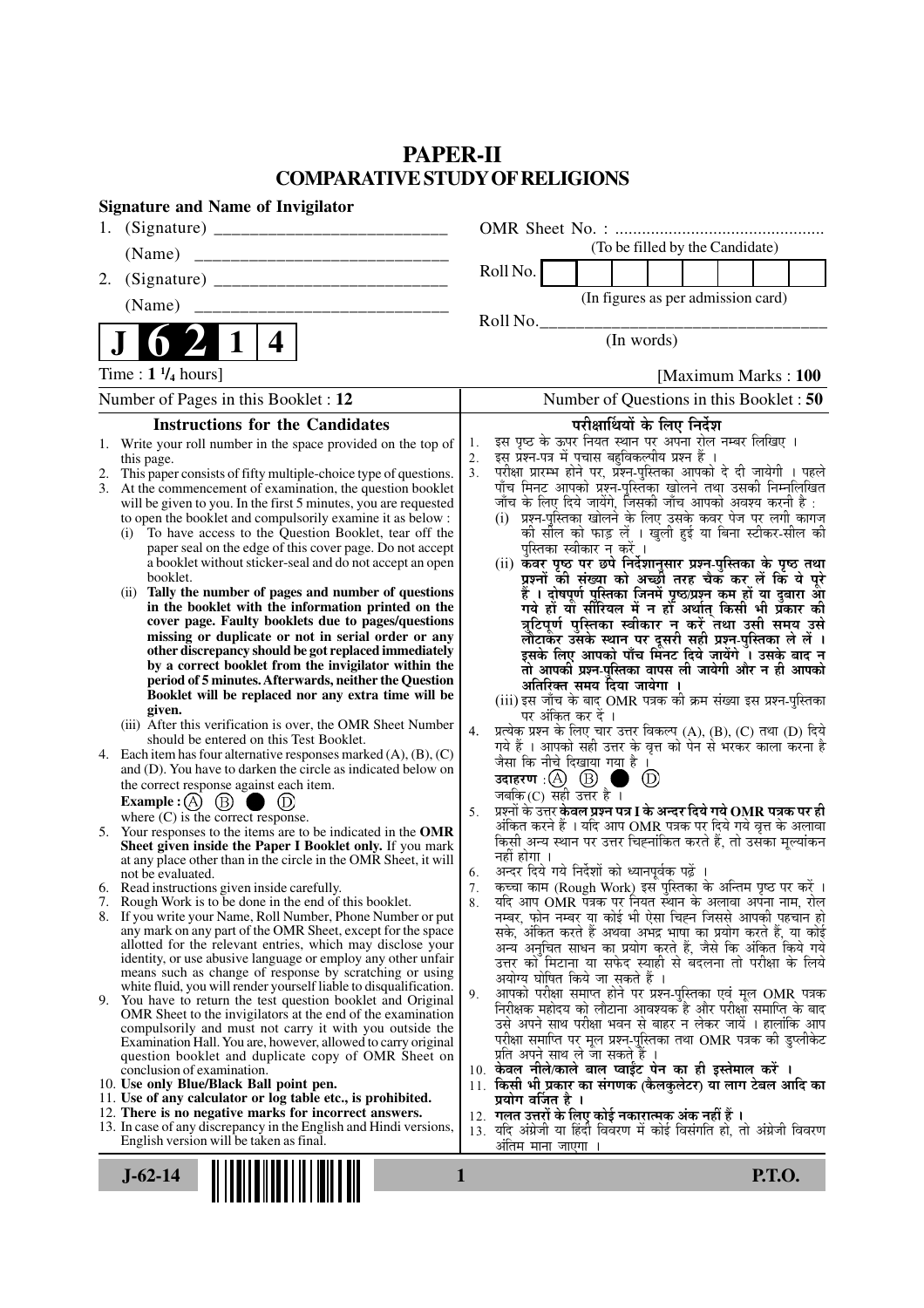# PAPER-II
## COMPARATIVE STUDY OF RELIGIONS

**Signature and Name of Invigilator**

1. (Signature) __________________________

   (Name) ____________________________

2. (Signature) __________________________

   (Name) ____________________________

OMR Sheet No. : ...............................................

(To be filled by the Candidate)

Roll No. | | | | | | | | |

(In figures as per admission card)

Roll No.________________________________

(In words)

**J 6 2 1 4**

Time : **1 ¼ hours**] [Maximum Marks : **100**

Number of Pages in this Booklet : 12

Number of Questions in this Booklet : 50

### Instructions for the Candidates

1. Write your roll number in the space provided on the top of this page.
2. This paper consists of fifty multiple-choice type of questions.
3. At the commencement of examination, the question booklet will be given to you. In the first 5 minutes, you are requested to open the booklet and compulsorily examine it as below :
   (i) To have access to the Question Booklet, tear off the paper seal on the edge of this cover page. Do not accept a booklet without sticker-seal and do not accept an open booklet.
   (ii) **Tally the number of pages and number of questions in the booklet with the information printed on the cover page. Faulty booklets due to pages/questions missing or duplicate or not in serial order or any other discrepancy should be got replaced immediately by a correct booklet from the invigilator within the period of 5 minutes. Afterwards, neither the Question Booklet will be replaced nor any extra time will be given.**
   (iii) After this verification is over, the OMR Sheet Number should be entered on this Test Booklet.
4. Each item has four alternative responses marked (A), (B), (C) and (D). You have to darken the circle as indicated below on the correct response against each item.
   **Example :** (A) (B) ● (D)
   where (C) is the correct response.
5. Your responses to the items are to be indicated in the **OMR Sheet given inside the Paper I Booklet only.** If you mark at any place other than in the circle in the OMR Sheet, it will not be evaluated.
6. Read instructions given inside carefully.
7. Rough Work is to be done in the end of this booklet.
8. If you write your Name, Roll Number, Phone Number or put any mark on any part of the OMR Sheet, except for the space allotted for the relevant entries, which may disclose your identity, or use abusive language or employ any other unfair means such as change of response by scratching or using white fluid, you will render yourself liable to disqualification.
9. You have to return the test question booklet and Original OMR Sheet to the invigilators at the end of the examination compulsorily and must not carry it with you outside the Examination Hall. You are, however, allowed to carry original question booklet and duplicate copy of OMR Sheet on conclusion of examination.
10. **Use only Blue/Black Ball point pen.**
11. **Use of any calculator or log table etc., is prohibited.**
12. **There is no negative marks for incorrect answers.**
13. In case of any discrepancy in the English and Hindi versions, English version will be taken as final.

### परीक्षार्थियों के लिए निर्देश

1. इस पृष्ठ के ऊपर नियत स्थान पर अपना रोल नम्बर लिखिए ।
2. इस प्रश्न-पत्र में पचास बहुविकल्पीय प्रश्न हैं ।
3. परीक्षा प्रारम्भ होने पर, प्रश्न-पुस्तिका आपको दे दी जायेगी । पहले पाँच मिनट आपको प्रश्न-पुस्तिका खोलने तथा उसकी निम्नलिखित जाँच के लिए दिये जायेंगे, जिसकी जाँच आपको अवश्य करनी है :
   (i) प्रश्न-पुस्तिका खोलने के लिए उसके कवर पेज पर लगी कागज की सील को फाड़ लें । खुली हुई या बिना स्टीकर-सील की पुस्तिका स्वीकार न करें ।
   (ii) **कवर पृष्ठ पर छपे निर्देशानुसार प्रश्न-पुस्तिका के पृष्ठ तथा प्रश्नों की संख्या को अच्छी तरह चैक कर लें कि ये पूरे हैं । दोषपूर्ण पुस्तिका जिनमें पृष्ठ/प्रश्न कम हों या दुबारा आ गये हों या सीरियल में न हों अर्थात् किसी भी प्रकार की त्रुटिपूर्ण पुस्तिका स्वीकार न करें तथा उसी समय उसे लौटाकर उसके स्थान पर दूसरी सही प्रश्न-पुस्तिका ले लें । इसके लिए आपको पाँच मिनट दिये जायेंगे । उसके बाद न तो आपकी प्रश्न-पुस्तिका वापस ली जायेगी और न ही आपको अतिरिक्त समय दिया जायेगा ।**
   (iii) इस जाँच के बाद OMR पत्रक की क्रम संख्या इस प्रश्न-पुस्तिका पर अंकित कर दें ।
4. प्रत्येक प्रश्न के लिए चार उत्तर विकल्प (A), (B), (C) तथा (D) दिये गये हैं । आपको सही उत्तर के वृत्त को पेन से भरकर काला करना है जैसा कि नीचे दिखाया गया है ।
   **उदाहरण :** (A) (B) ● (D)
   जबकि (C) सही उत्तर है ।
5. प्रश्नों के उत्तर **केवल प्रश्न पत्र I के अन्दर दिये गये OMR पत्रक पर ही** अंकित करने हैं । यदि आप OMR पत्रक पर दिये गये वृत्त के अलावा किसी अन्य स्थान पर उत्तर चिह्नांकित करते हैं, तो उसका मूल्यांकन नहीं होगा ।
6. अन्दर दिये गये निर्देशों को ध्यानपूर्वक पढ़ें ।
7. कच्चा काम (Rough Work) इस पुस्तिका के अन्तिम पृष्ठ पर करें ।
8. यदि आप OMR पत्रक पर नियत स्थान के अलावा अपना नाम, रोल नम्बर, फोन नम्बर या कोई भी ऐसा चिह्न जिससे आपकी पहचान हो सके, अंकित करते हैं अथवा अभद्र भाषा का प्रयोग करते हैं, या कोई अन्य अनुचित साधन का प्रयोग करते हैं, जैसे कि अंकित किये गये उत्तर को मिटाना या सफेद स्याही से बदलना तो परीक्षा के लिये अयोग्य घोषित किये जा सकते हैं ।
9. आपको परीक्षा समाप्त होने पर प्रश्न-पुस्तिका एवं मूल OMR पत्रक निरीक्षक महोदय को लौटाना आवश्यक है और परीक्षा समाप्ति के बाद उसे अपने साथ परीक्षा भवन से बाहर न लेकर जायें । हालांकि आप परीक्षा समाप्ति पर मूल प्रश्न-पुस्तिका तथा OMR पत्रक की डुप्लीकेट प्रति अपने साथ ले जा सकते हैं ।
10. **केवल नीले/काले बाल प्वाईंट पेन का ही इस्तेमाल करें ।**
11. **किसी भी प्रकार का संगणक (कैलकुलेटर) या लाग टेबल आदि का प्रयोग वर्जित है ।**
12. **गलत उत्तरों के लिए कोई नकारात्मक अंक नहीं हैं ।**
13. यदि अंग्रेजी या हिंदी विवरण में कोई विसंगति हो, तो अंग्रेजी विवरण अंतिम माना जाएगा ।

**J-62-14** **P.T.O.**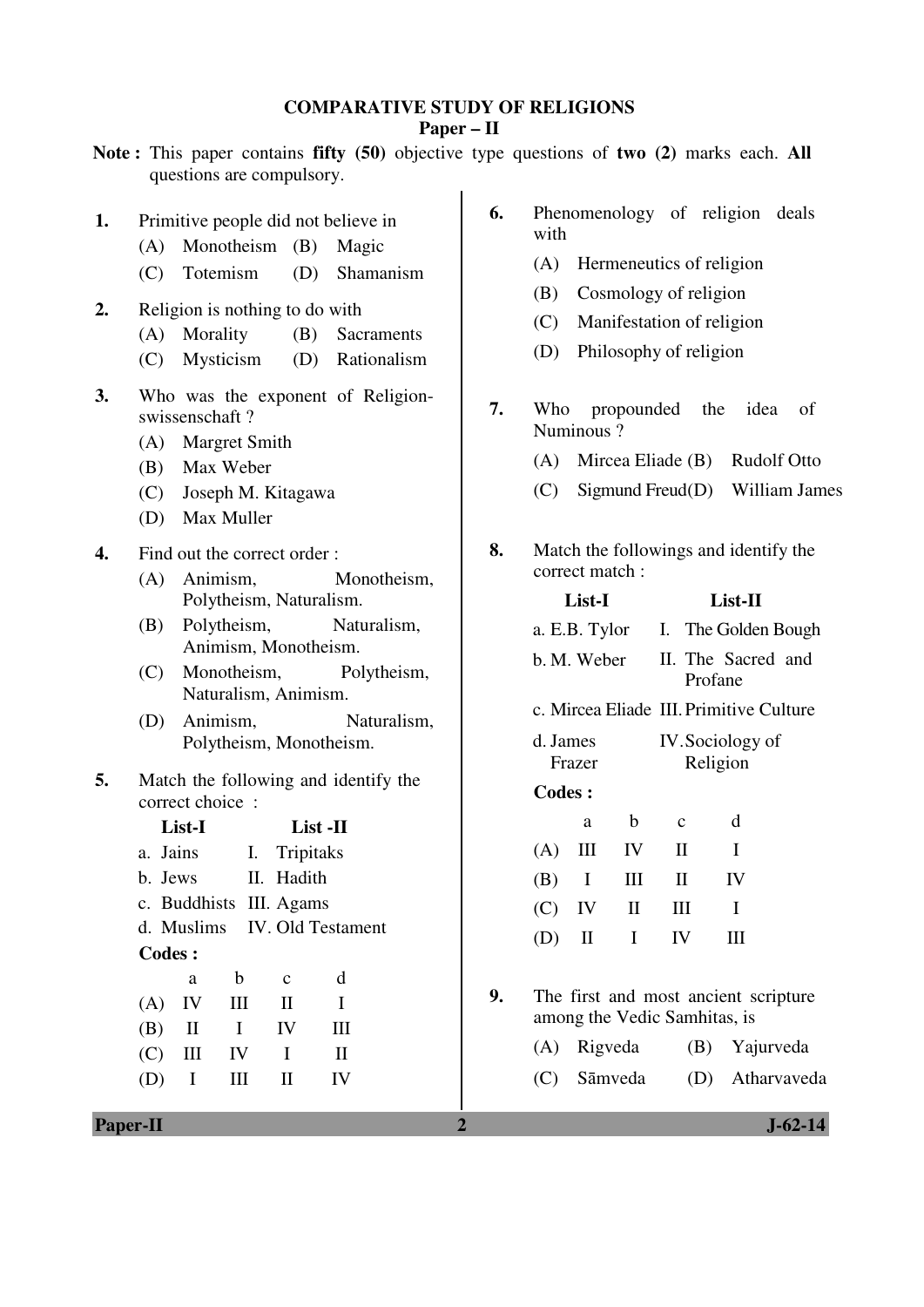## COMPARATIVE STUDY OF RELIGIONS

### Paper – II

**Note :** This paper contains **fifty (50)** objective type questions of **two (2)** marks each. **All** questions are compulsory.

**1.** Primitive people did not believe in

(A) Monotheism (B) Magic

(C) Totemism (D) Shamanism

**2.** Religion is nothing to do with

(A) Morality (B) Sacraments

(C) Mysticism (D) Rationalism

**3.** Who was the exponent of Religion-swissenschaft ?

(A) Margret Smith

(B) Max Weber

(C) Joseph M. Kitagawa

(D) Max Muller

**4.** Find out the correct order :

(A) Animism, Monotheism, Polytheism, Naturalism.

(B) Polytheism, Naturalism, Animism, Monotheism.

(C) Monotheism, Polytheism, Naturalism, Animism.

(D) Animism, Naturalism, Polytheism, Monotheism.

**5.** Match the following and identify the correct choice :

| List-I | List -II |
|---|---|
| a. Jains | I. Tripitaks |
| b. Jews | II. Hadith |
| c. Buddhists | III. Agams |
| d. Muslims | IV. Old Testament |

**Codes :**

| | a | b | c | d |
|---|---|---|---|---|
| (A) | IV | III | II | I |
| (B) | II | I | IV | III |
| (C) | III | IV | I | II |
| (D) | I | III | II | IV |

**6.** Phenomenology of religion deals with

(A) Hermeneutics of religion

(B) Cosmology of religion

(C) Manifestation of religion

(D) Philosophy of religion

**7.** Who propounded the idea of Numinous ?

(A) Mircea Eliade (B) Rudolf Otto

(C) Sigmund Freud (D) William James

**8.** Match the followings and identify the correct match :

| List-I | List-II |
|---|---|
| a. E.B. Tylor | I. The Golden Bough |
| b. M. Weber | II. The Sacred and Profane |
| c. Mircea Eliade | III. Primitive Culture |
| d. James Frazer | IV. Sociology of Religion |

**Codes :**

| | a | b | c | d |
|---|---|---|---|---|
| (A) | III | IV | II | I |
| (B) | I | III | II | IV |
| (C) | IV | II | III | I |
| (D) | II | I | IV | III |

**9.** The first and most ancient scripture among the Vedic Samhitas, is

(A) Rigveda (B) Yajurveda

(C) Sāmveda (D) Atharvaveda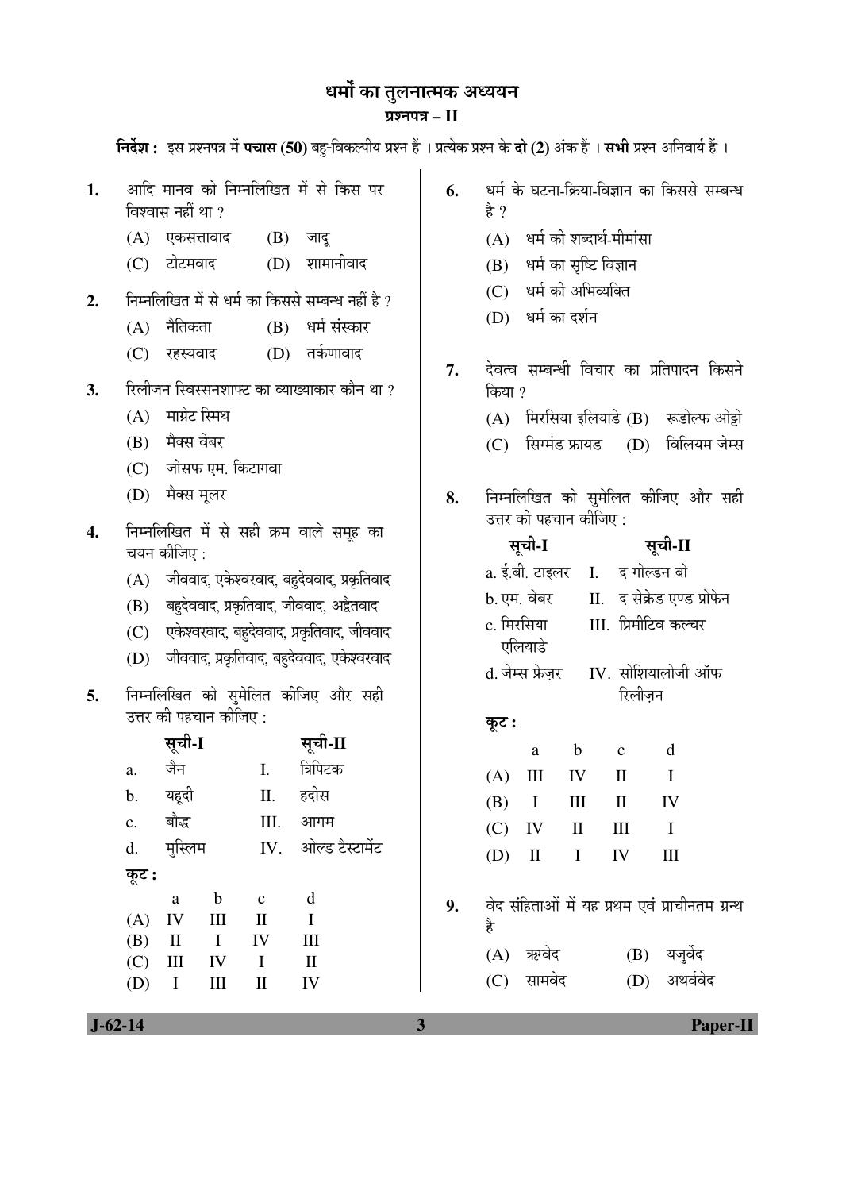# धर्मों का तुलनात्मक अध्ययन

## प्रश्नपत्र – II

**निर्देश :** इस प्रश्नपत्र में **पचास (50)** बहु-विकल्पीय प्रश्न हैं । प्रत्येक प्रश्न के **दो (2)** अंक हैं । **सभी** प्रश्न अनिवार्य हैं ।

**1.** आदि मानव को निम्नलिखित में से किस पर विश्वास नहीं था ?

(A) एकसत्तावाद (B) जादू

(C) टोटमवाद (D) शामानीवाद

**2.** निम्नलिखित में से धर्म का किससे सम्बन्ध नहीं है ?

(A) नैतिकता (B) धर्म संस्कार

(C) रहस्यवाद (D) तर्कणावाद

**3.** रिलीजन स्विस्सनशाफ्ट का व्याख्याकार कौन था ?

(A) माग्रेट स्मिथ

(B) मैक्स वेबर

(C) जोसफ एम. किटागवा

(D) मैक्स मूलर

**4.** निम्नलिखित में से सही क्रम वाले समूह का चयन कीजिए :

(A) जीववाद, एकेश्वरवाद, बहुदेववाद, प्रकृतिवाद

(B) बहुदेववाद, प्रकृतिवाद, जीववाद, अद्वैतवाद

(C) एकेश्वरवाद, बहुदेववाद, प्रकृतिवाद, जीववाद

(D) जीववाद, प्रकृतिवाद, बहुदेववाद, एकेश्वरवाद

**5.** निम्नलिखित को सुमेलित कीजिए और सही उत्तर की पहचान कीजिए :

| | सूची-I | | सूची-II |
|---|---|---|---|
| a. | जैन | I. | त्रिपिटक |
| b. | यहूदी | II. | हदीस |
| c. | बौद्ध | III. | आगम |
| d. | मुस्लिम | IV. | ओल्ड टैस्टामेंट |

**कूट :**

| | a | b | c | d |
|---|---|---|---|---|
| (A) | IV | III | II | I |
| (B) | II | I | IV | III |
| (C) | III | IV | I | II |
| (D) | I | III | II | IV |

**6.** धर्म के घटना-क्रिया-विज्ञान का किससे सम्बन्ध है ?

(A) धर्म की शब्दार्थ-मीमांसा

(B) धर्म का सृष्टि विज्ञान

(C) धर्म की अभिव्यक्ति

(D) धर्म का दर्शन

**7.** देवत्व सम्बन्धी विचार का प्रतिपादन किसने किया ?

(A) मिरसिया इलियाडे (B) रूडोल्फ ओट्टो

(C) सिग्मंड फ्रायड (D) विलियम जेम्स

**8.** निम्नलिखित को सुमेलित कीजिए और सही उत्तर की पहचान कीजिए :

| सूची-I | सूची-II |
|---|---|
| a. ई.बी. टाइलर | I. द गोल्डन बो |
| b. एम. वेबर | II. द सेक्रेड एण्ड प्रोफेन |
| c. मिरसिया एलियाडे | III. प्रिमीटिव कल्चर |
| d. जेम्स फ्रेज़र | IV. सोशियालोजी ऑफ रिलीज़न |

**कूट :**

| | a | b | c | d |
|---|---|---|---|---|
| (A) | III | IV | II | I |
| (B) | I | III | II | IV |
| (C) | IV | II | III | I |
| (D) | II | I | IV | III |

**9.** वेद संहिताओं में यह प्रथम एवं प्राचीनतम ग्रन्थ है

(A) ऋग्वेद (B) यजुर्वेद

(C) सामवेद (D) अथर्ववेद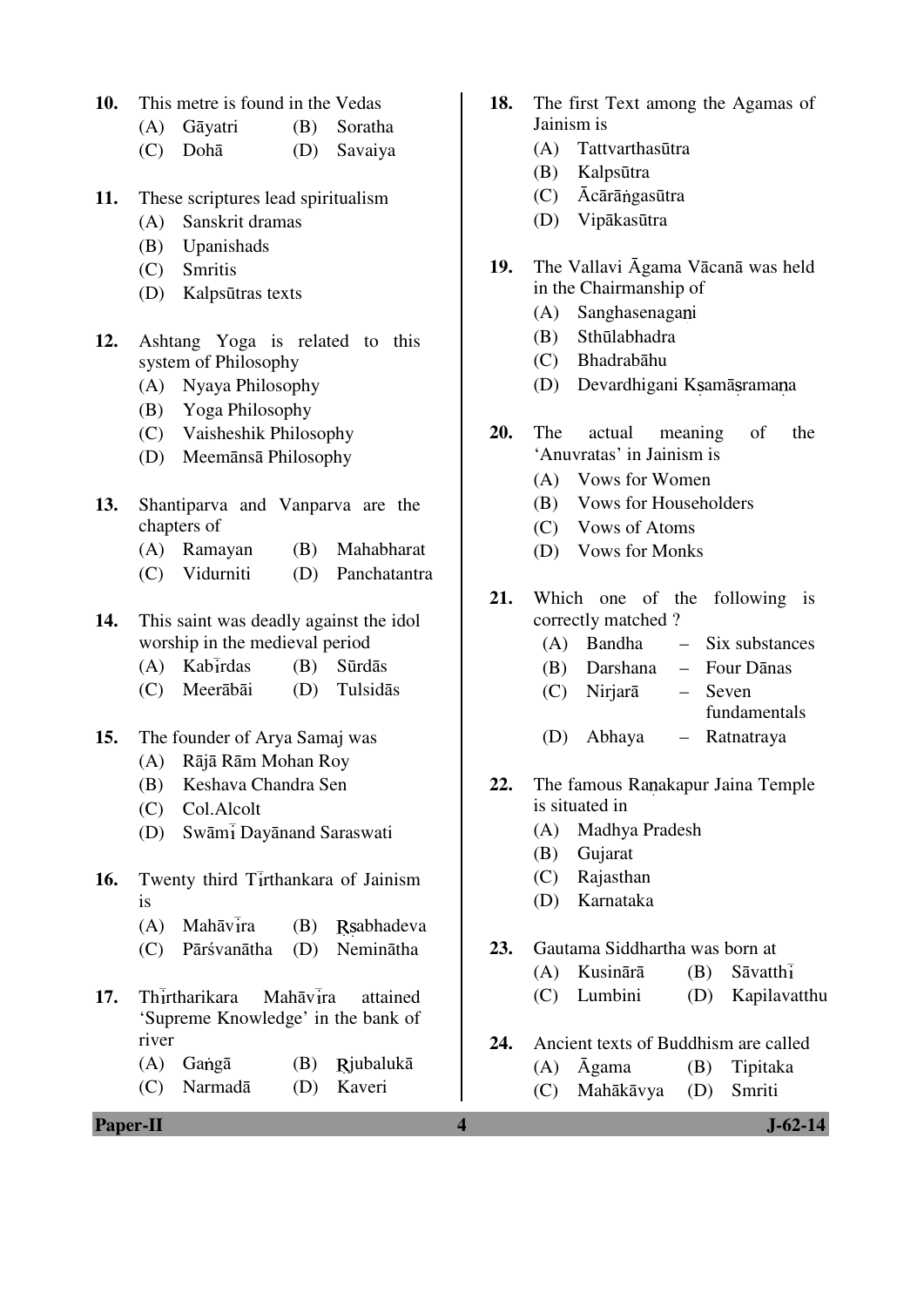10. This metre is found in the Vedas
    (A) Gāyatri (B) Soratha
    (C) Dohā (D) Savaiya

11. These scriptures lead spiritualism
    (A) Sanskrit dramas
    (B) Upanishads
    (C) Smritis
    (D) Kalpsūtras texts

12. Ashtang Yoga is related to this system of Philosophy
    (A) Nyaya Philosophy
    (B) Yoga Philosophy
    (C) Vaisheshik Philosophy
    (D) Meemānsā Philosophy

13. Shantiparva and Vanparva are the chapters of
    (A) Ramayan (B) Mahabharat
    (C) Vidurniti (D) Panchatantra

14. This saint was deadly against the idol worship in the medieval period
    (A) Kabīrdas (B) Sūrdās
    (C) Meerābāi (D) Tulsidās

15. The founder of Arya Samaj was
    (A) Rājā Rām Mohan Roy
    (B) Keshava Chandra Sen
    (C) Col.Alcolt
    (D) Swāmī Dayānand Saraswati

16. Twenty third Tīrthankara of Jainism is
    (A) Mahāvīra (B) Ṛsabhadeva
    (C) Pārśvanātha (D) Neminātha

17. Thīrtharikara Mahāvīra attained 'Supreme Knowledge' in the bank of river
    (A) Gaṅgā (B) Ṛjubalukā
    (C) Narmadā (D) Kaveri

18. The first Text among the Agamas of Jainism is
    (A) Tattvarthasūtra
    (B) Kalpsūtra
    (C) Ācārāṅgasūtra
    (D) Vipākasūtra

19. The Vallavi Āgama Vācanā was held in the Chairmanship of
    (A) Sanghasenagaṇi
    (B) Sthūlabhadra
    (C) Bhadrabāhu
    (D) Devardhigani Kṣamāṣramaṇa

20. The actual meaning of the 'Anuvratas' in Jainism is
    (A) Vows for Women
    (B) Vows for Householders
    (C) Vows of Atoms
    (D) Vows for Monks

21. Which one of the following is correctly matched ?
    (A) Bandha – Six substances
    (B) Darshana – Four Dānas
    (C) Nirjarā – Seven fundamentals
    (D) Abhaya – Ratnatraya

22. The famous Raṇakapur Jaina Temple is situated in
    (A) Madhya Pradesh
    (B) Gujarat
    (C) Rajasthan
    (D) Karnataka

23. Gautama Siddhartha was born at
    (A) Kusinārā (B) Sāvatthī
    (C) Lumbini (D) Kapilavatthu

24. Ancient texts of Buddhism are called
    (A) Āgama (B) Tipitaka
    (C) Mahākāvya (D) Smriti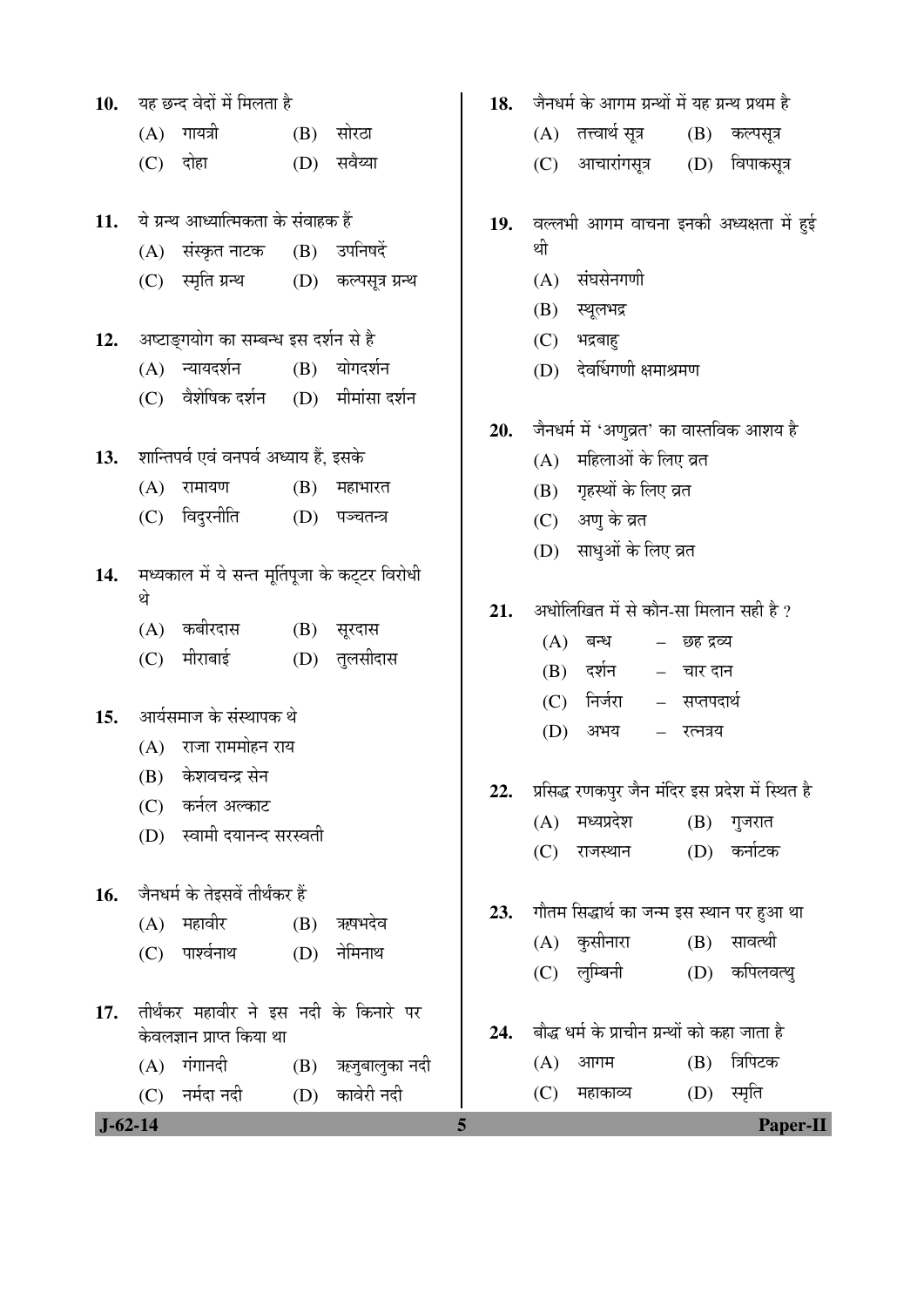10. यह छन्द वेदों में मिलता है
    (A) गायत्री (B) सोरठा
    (C) दोहा (D) सवैय्या

11. ये ग्रन्थ आध्यात्मिकता के संवाहक हैं
    (A) संस्कृत नाटक (B) उपनिषदें
    (C) स्मृति ग्रन्थ (D) कल्पसूत्र ग्रन्थ

12. अष्टाङ्गयोग का सम्बन्ध इस दर्शन से है
    (A) न्यायदर्शन (B) योगदर्शन
    (C) वैशेषिक दर्शन (D) मीमांसा दर्शन

13. शान्तिपर्व एवं वनपर्व अध्याय हैं, इसके
    (A) रामायण (B) महाभारत
    (C) विदुरनीति (D) पञ्चतन्त्र

14. मध्यकाल में ये सन्त मूर्तिपूजा के कट्टर विरोधी थे
    (A) कबीरदास (B) सूरदास
    (C) मीराबाई (D) तुलसीदास

15. आर्यसमाज के संस्थापक थे
    (A) राजा राममोहन राय
    (B) केशवचन्द्र सेन
    (C) कर्नल अल्काट
    (D) स्वामी दयानन्द सरस्वती

16. जैनधर्म के तेइसवें तीर्थंकर हैं
    (A) महावीर (B) ऋषभदेव
    (C) पार्श्वनाथ (D) नेमिनाथ

17. तीर्थंकर महावीर ने इस नदी के किनारे पर केवलज्ञान प्राप्त किया था
    (A) गंगानदी (B) ऋजुबालुका नदी
    (C) नर्मदा नदी (D) कावेरी नदी

18. जैनधर्म के आगम ग्रन्थों में यह ग्रन्थ प्रथम है
    (A) तत्त्वार्थ सूत्र (B) कल्पसूत्र
    (C) आचारांगसूत्र (D) विपाकसूत्र

19. वल्लभी आगम वाचना इनकी अध्यक्षता में हुई थी
    (A) संघसेनगणी
    (B) स्थूलभद्र
    (C) भद्रबाहु
    (D) देवर्धिगणी क्षमाश्रमण

20. जैनधर्म में 'अणुव्रत' का वास्तविक आशय है
    (A) महिलाओं के लिए व्रत
    (B) गृहस्थों के लिए व्रत
    (C) अणु के व्रत
    (D) साधुओं के लिए व्रत

21. अधोलिखित में से कौन-सा मिलान सही है ?
    (A) बन्ध – छह द्रव्य
    (B) दर्शन – चार दान
    (C) निर्जरा – सप्तपदार्थ
    (D) अभय – रत्नत्रय

22. प्रसिद्ध रणकपुर जैन मंदिर इस प्रदेश में स्थित है
    (A) मध्यप्रदेश (B) गुजरात
    (C) राजस्थान (D) कर्नाटक

23. गौतम सिद्धार्थ का जन्म इस स्थान पर हुआ था
    (A) कुसीनारा (B) सावत्थी
    (C) लुम्बिनी (D) कपिलवत्थु

24. बौद्ध धर्म के प्राचीन ग्रन्थों को कहा जाता है
    (A) आगम (B) त्रिपिटक
    (C) महाकाव्य (D) स्मृति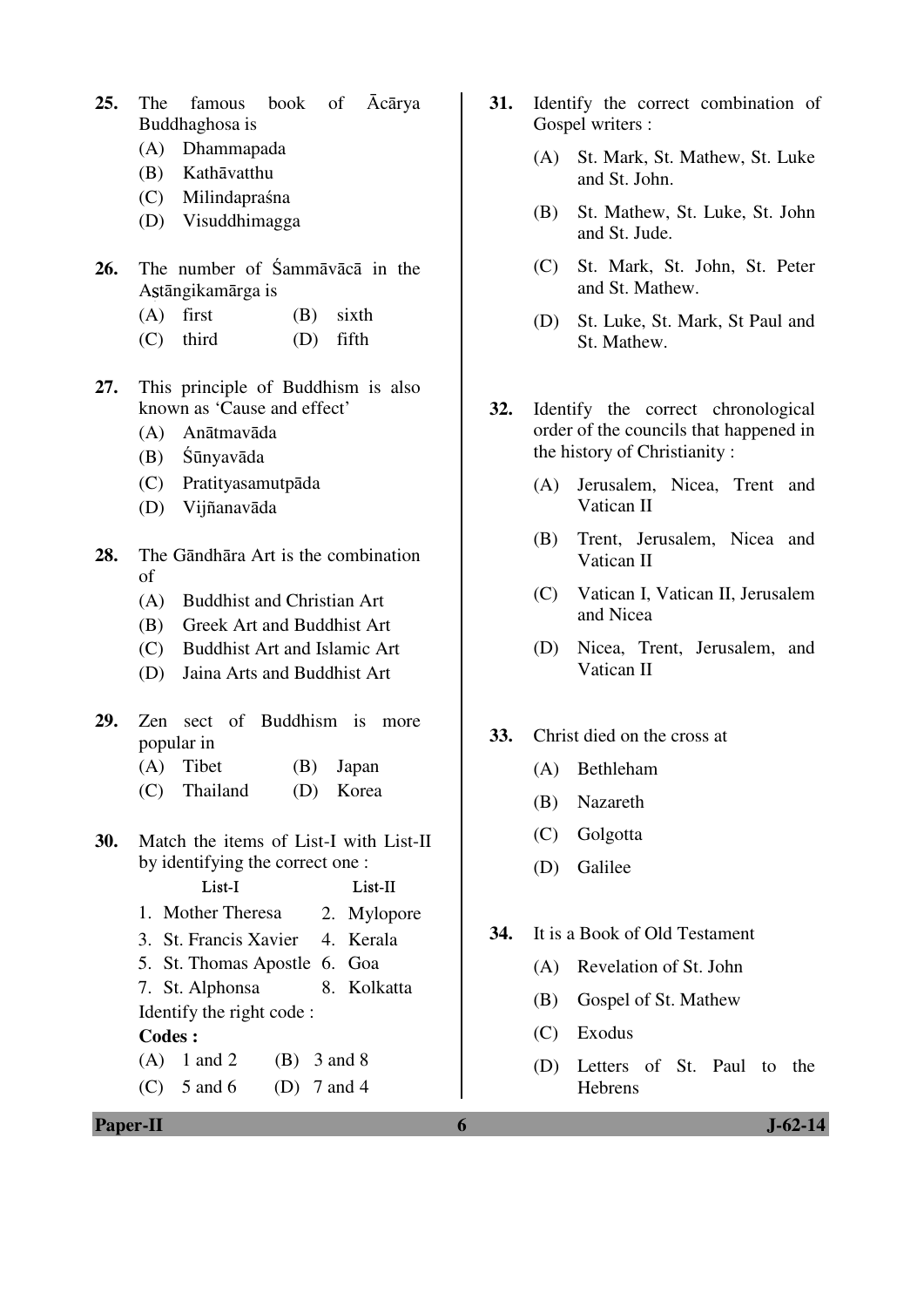25. The famous book of Ācārya Buddhaghosa is
   (A) Dhammapada
   (B) Kathāvatthu
   (C) Milindapraśna
   (D) Visuddhimagga

26. The number of Śammāvācā in the Aṣtāngikamārga is
   (A) first (B) sixth
   (C) third (D) fifth

27. This principle of Buddhism is also known as 'Cause and effect'
   (A) Anātmavāda
   (B) Śūnyavāda
   (C) Pratityasamutpāda
   (D) Vijñanavāda

28. The Gāndhāra Art is the combination of
   (A) Buddhist and Christian Art
   (B) Greek Art and Buddhist Art
   (C) Buddhist Art and Islamic Art
   (D) Jaina Arts and Buddhist Art

29. Zen sect of Buddhism is more popular in
   (A) Tibet (B) Japan
   (C) Thailand (D) Korea

30. Match the items of List-I with List-II by identifying the correct one :

| List-I | List-II |
|---|---|
| 1. Mother Theresa | 2. Mylopore |
| 3. St. Francis Xavier | 4. Kerala |
| 5. St. Thomas Apostle | 6. Goa |
| 7. St. Alphonsa | 8. Kolkatta |

   Identify the right code :
   **Codes :**
   (A) 1 and 2 (B) 3 and 8
   (C) 5 and 6 (D) 7 and 4

31. Identify the correct combination of Gospel writers :
   (A) St. Mark, St. Mathew, St. Luke and St. John.
   (B) St. Mathew, St. Luke, St. John and St. Jude.
   (C) St. Mark, St. John, St. Peter and St. Mathew.
   (D) St. Luke, St. Mark, St Paul and St. Mathew.

32. Identify the correct chronological order of the councils that happened in the history of Christianity :
   (A) Jerusalem, Nicea, Trent and Vatican II
   (B) Trent, Jerusalem, Nicea and Vatican II
   (C) Vatican I, Vatican II, Jerusalem and Nicea
   (D) Nicea, Trent, Jerusalem, and Vatican II

33. Christ died on the cross at
   (A) Bethleham
   (B) Nazareth
   (C) Golgotta
   (D) Galilee

34. It is a Book of Old Testament
   (A) Revelation of St. John
   (B) Gospel of St. Mathew
   (C) Exodus
   (D) Letters of St. Paul to the Hebrens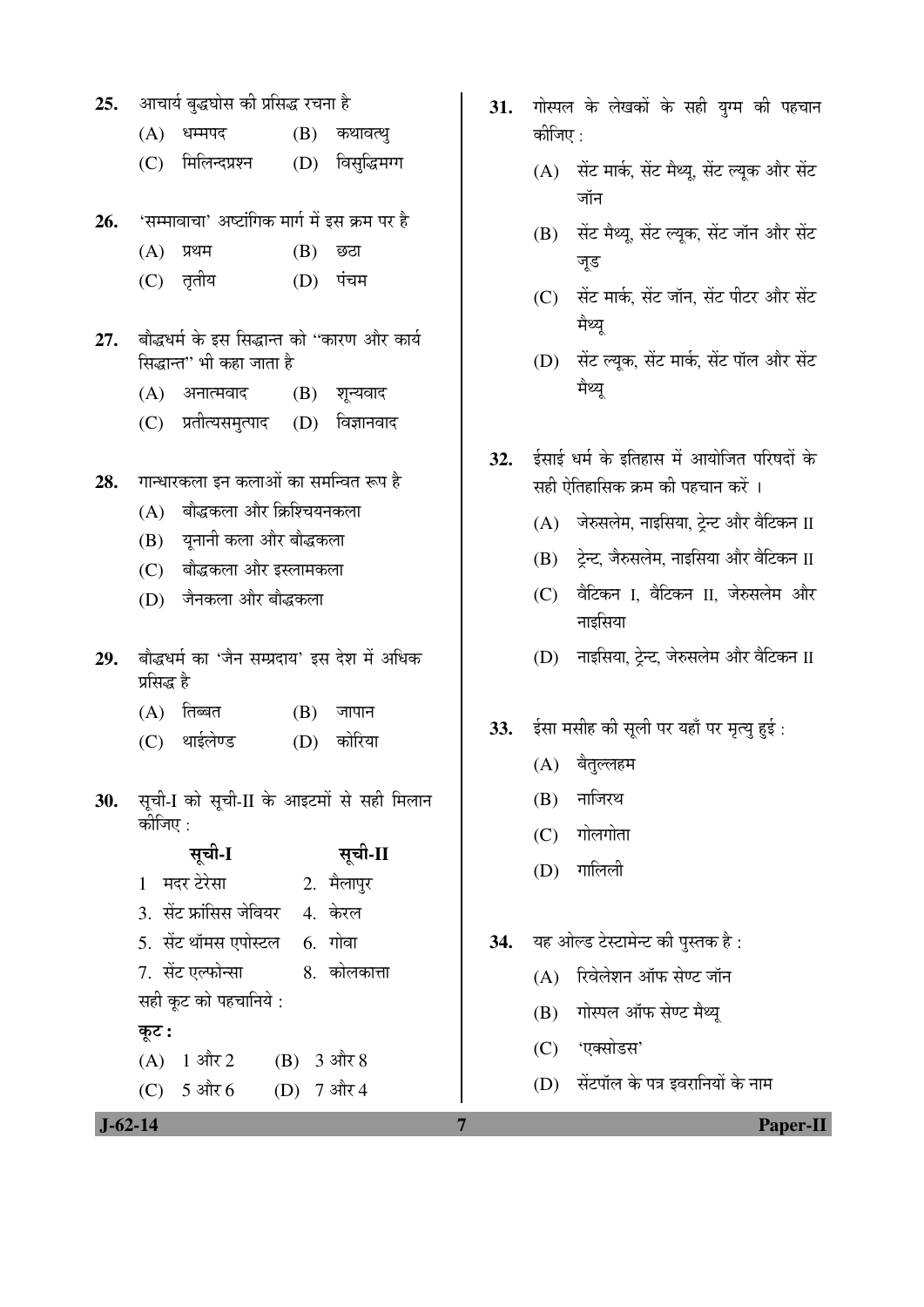25. आचार्य बुद्धघोस की प्रसिद्ध रचना है

    (A) धम्मपद    (B) कथावत्थु
    
    (C) मिलिन्दप्रश्न    (D) विसुद्धिमग्ग

26. 'सम्मावाचा' अष्टांगिक मार्ग में इस क्रम पर है

    (A) प्रथम    (B) छठा
    
    (C) तृतीय    (D) पंचम

27. बौद्धधर्म के इस सिद्धान्त को "कारण और कार्य सिद्धान्त" भी कहा जाता है

    (A) अनात्मवाद    (B) शून्यवाद
    
    (C) प्रतीत्यसमुत्पाद    (D) विज्ञानवाद

28. गान्धारकला इन कलाओं का समन्वित रूप है

    (A) बौद्धकला और क्रिश्चियनकला
    
    (B) यूनानी कला और बौद्धकला
    
    (C) बौद्धकला और इस्लामकला
    
    (D) जैनकला और बौद्धकला

29. बौद्धधर्म का 'जैन सम्प्रदाय' इस देश में अधिक प्रसिद्ध है

    (A) तिब्बत    (B) जापान
    
    (C) थाईलेण्ड    (D) कोरिया

30. सूची-I को सूची-II के आइटमों से सही मिलान कीजिए :

| सूची-I | सूची-II |
|---|---|
| 1 मदर टेरेसा | 2. मैलापुर |
| 3. सेंट फ्रांसिस जेवियर | 4. केरल |
| 5. सेंट थॉमस एपोस्टल | 6. गोवा |
| 7. सेंट एल्फोन्सा | 8. कोलकात्ता |

सही कूट को पहचानिये :

**कूट :**

    (A) 1 और 2    (B) 3 और 8
    
    (C) 5 और 6    (D) 7 और 4

31. गोस्पल के लेखकों के सही युग्म की पहचान कीजिए :

    (A) सेंट मार्क, सेंट मैथ्यू, सेंट ल्यूक और सेंट जॉन
    
    (B) सेंट मैथ्यू, सेंट ल्यूक, सेंट जॉन और सेंट जूड
    
    (C) सेंट मार्क, सेंट जॉन, सेंट पीटर और सेंट मैथ्यू
    
    (D) सेंट ल्यूक, सेंट मार्क, सेंट पॉल और सेंट मैथ्यू

32. ईसाई धर्म के इतिहास में आयोजित परिषदों के सही ऐतिहासिक क्रम की पहचान करें ।

    (A) जेरुसलेम, नाइसिया, ट्रेन्ट और वैटिकन II
    
    (B) ट्रेन्ट, जैरुसलेम, नाइसिया और वैटिकन II
    
    (C) वैटिकन I, वैटिकन II, जेरुसलेम और नाइसिया
    
    (D) नाइसिया, ट्रेन्ट, जेरुसलेम और वैटिकन II

33. ईसा मसीह की सूली पर यहाँ पर मृत्यु हुई :

    (A) बैतुल्लहम
    
    (B) नाजिरथ
    
    (C) गोलगोता
    
    (D) गालिली

34. यह ओल्ड टेस्टामेन्ट की पुस्तक है :

    (A) रिवेलेशन ऑफ सेण्ट जॉन
    
    (B) गोस्पल ऑफ सेण्ट मैथ्यू
    
    (C) 'एक्सोडस'
    
    (D) सेंटपॉल के पत्र इवरानियों के नाम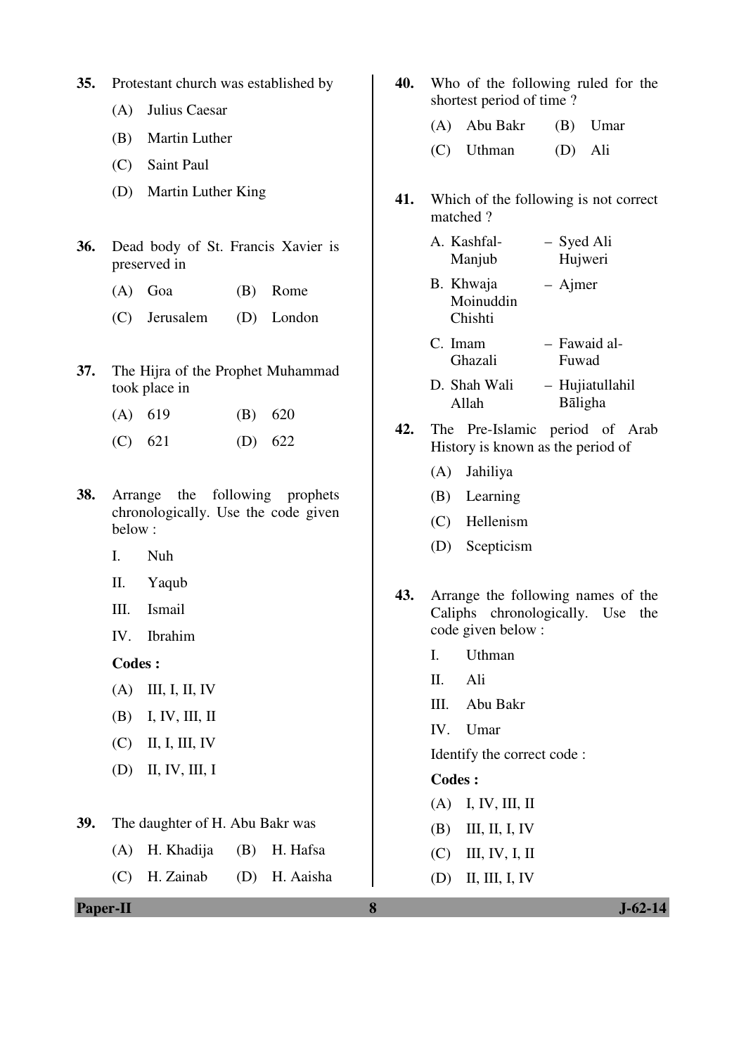35. Protestant church was established by

(A) Julius Caesar

(B) Martin Luther

(C) Saint Paul

(D) Martin Luther King

36. Dead body of St. Francis Xavier is preserved in

(A) Goa (B) Rome

(C) Jerusalem (D) London

37. The Hijra of the Prophet Muhammad took place in

(A) 619 (B) 620

(C) 621 (D) 622

38. Arrange the following prophets chronologically. Use the code given below :

I. Nuh

II. Yaqub

III. Ismail

IV. Ibrahim

**Codes :**

(A) III, I, II, IV

(B) I, IV, III, II

(C) II, I, III, IV

(D) II, IV, III, I

39. The daughter of H. Abu Bakr was

(A) H. Khadija (B) H. Hafsa

(C) H. Zainab (D) H. Aaisha

40. Who of the following ruled for the shortest period of time ?

(A) Abu Bakr (B) Umar

(C) Uthman (D) Ali

41. Which of the following is not correct matched ?

A. Kashfal-Manjub – Syed Ali Hujweri

B. Khwaja Moinuddin Chishti – Ajmer

C. Imam Ghazali – Fawaid al-Fuwad

D. Shah Wali Allah – Hujiatullahil Bāligha

42. The Pre-Islamic period of Arab History is known as the period of

(A) Jahiliya

(B) Learning

(C) Hellenism

(D) Scepticism

43. Arrange the following names of the Caliphs chronologically. Use the code given below :

I. Uthman

II. Ali

III. Abu Bakr

IV. Umar

Identify the correct code :

**Codes :**

(A) I, IV, III, II

(B) III, II, I, IV

(C) III, IV, I, II

(D) II, III, I, IV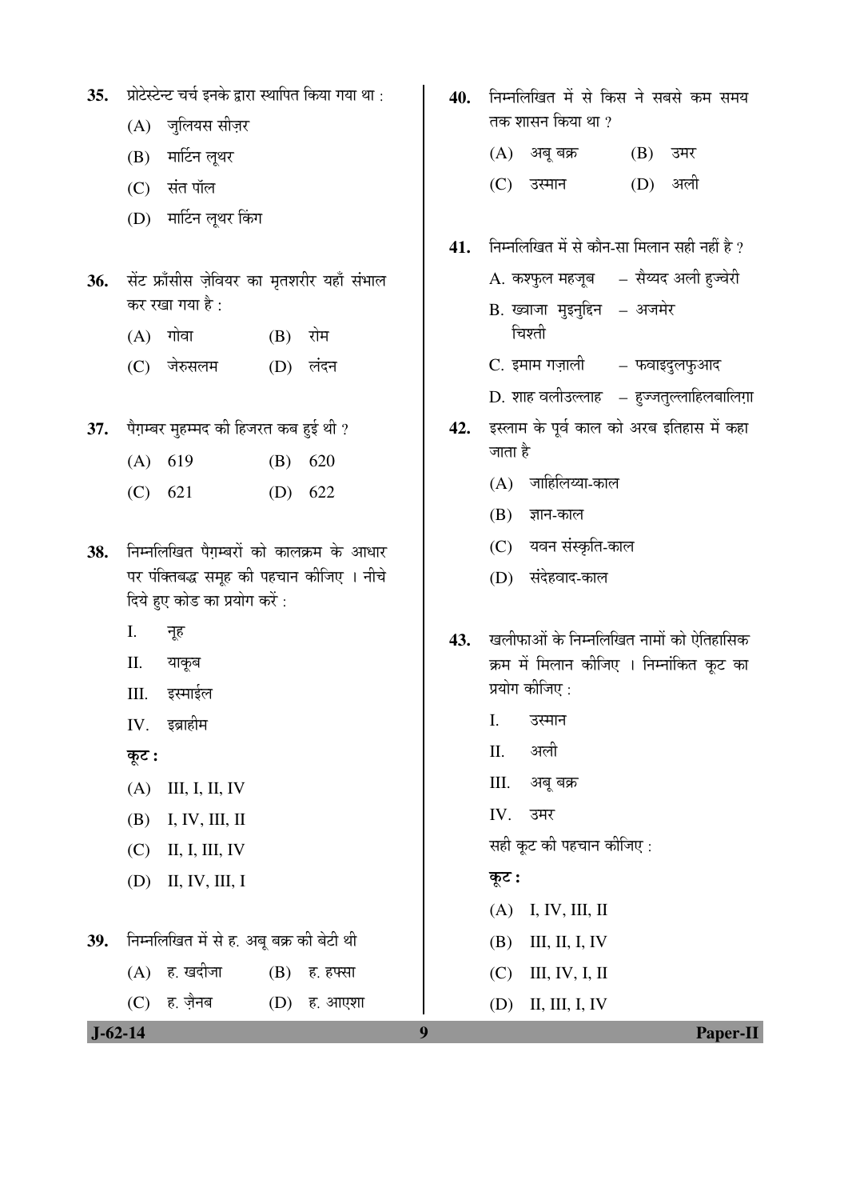35. प्रोटेस्टेन्ट चर्च इनके द्वारा स्थापित किया गया था :

(A) जुलियस सीज़र

(B) मार्टिन लूथर

(C) संत पॉल

(D) मार्टिन लूथर किंग

36. सेंट फ्राँसीस ज़ेवियर का मृतशरीर यहाँ संभाल कर रखा गया है :

(A) गोवा (B) रोम

(C) जेरुसलम (D) लंदन

37. पैग़म्बर मुहम्मद की हिजरत कब हुई थी ?

(A) 619 (B) 620

(C) 621 (D) 622

38. निम्नलिखित पैग़म्बरों को कालक्रम के आधार पर पंक्तिबद्ध समूह की पहचान कीजिए । नीचे दिये हुए कोड का प्रयोग करें :

I. नूह

II. याक़ूब

III. इस्माईल

IV. इब्राहीम

**कूट :**

(A) III, I, II, IV

(B) I, IV, III, II

(C) II, I, III, IV

(D) II, IV, III, I

39. निम्नलिखित में से ह. अबू बक्र की बेटी थी

(A) ह. खदीजा (B) ह. हफ्सा

(C) ह. ज़ैनब (D) ह. आएशा

40. निम्नलिखित में से किस ने सबसे कम समय तक शासन किया था ?

(A) अबू बक्र (B) उमर

(C) उस्मान (D) अली

41. निम्नलिखित में से कौन-सा मिलान सही नहीं है ?

A. कश्फुल महजूब – सैय्यद अली हुज्वेरी

B. ख्वाजा मुइनुद्दिन चिश्ती – अजमेर

C. इमाम गज़ाली – फवाइदुलफुआद

D. शाह वलीउल्लाह – हुज्जतुल्लाहिलबालिग़ा

42. इस्लाम के पूर्व काल को अरब इतिहास में कहा जाता है

(A) जाहिलिय्या-काल

(B) ज्ञान-काल

(C) यवन संस्कृति-काल

(D) संदेहवाद-काल

43. खलीफाओं के निम्नलिखित नामों को ऐतिहासिक क्रम में मिलान कीजिए । निम्नांकित कूट का प्रयोग कीजिए :

I. उस्मान

II. अली

III. अबू बक्र

IV. उमर

सही कूट की पहचान कीजिए :

**कूट :**

(A) I, IV, III, II

(B) III, II, I, IV

(C) III, IV, I, II

(D) II, III, I, IV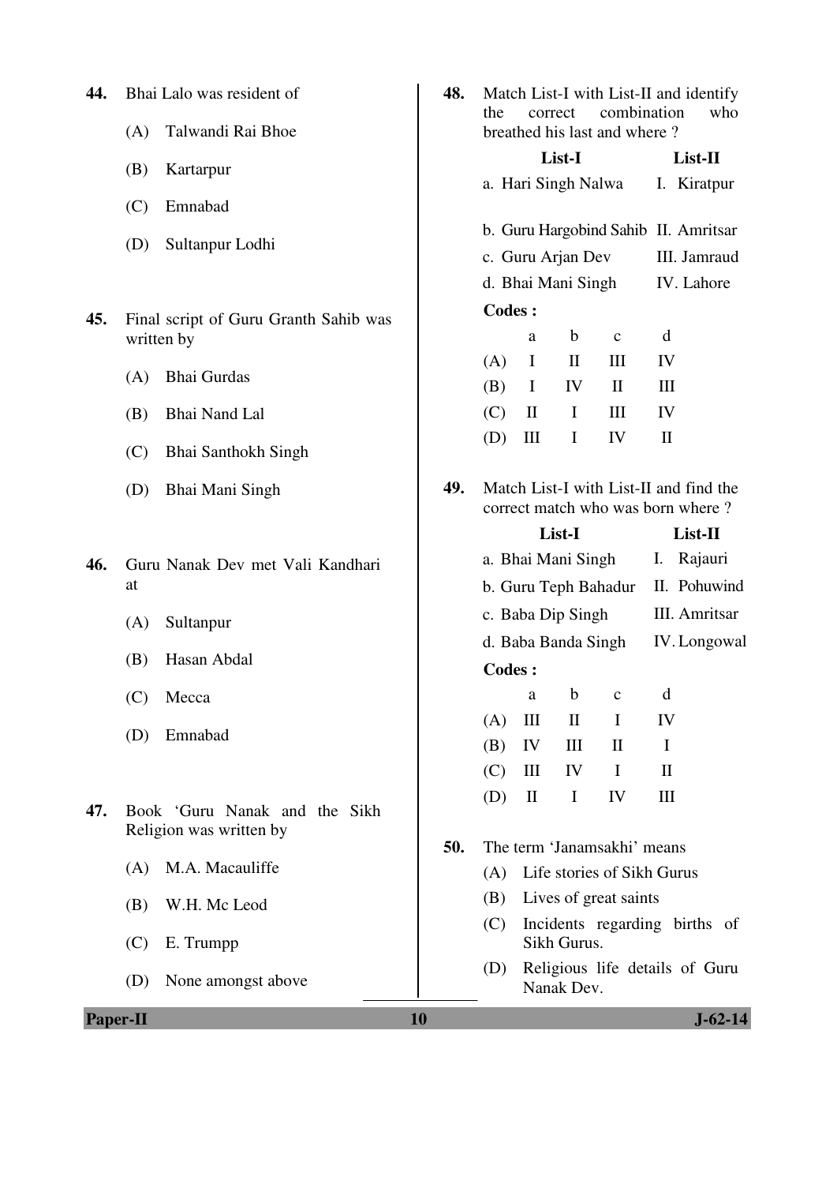**44.** Bhai Lalo was resident of

(A) Talwandi Rai Bhoe

(B) Kartarpur

(C) Emnabad

(D) Sultanpur Lodhi

**45.** Final script of Guru Granth Sahib was written by

(A) Bhai Gurdas

(B) Bhai Nand Lal

(C) Bhai Santhokh Singh

(D) Bhai Mani Singh

**46.** Guru Nanak Dev met Vali Kandhari at

(A) Sultanpur

(B) Hasan Abdal

(C) Mecca

(D) Emnabad

**47.** Book 'Guru Nanak and the Sikh Religion was written by

(A) M.A. Macauliffe

(B) W.H. Mc Leod

(C) E. Trumpp

(D) None amongst above

**48.** Match List-I with List-II and identify the correct combination who breathed his last and where ?

| List-I | List-II |
|---|---|
| a. Hari Singh Nalwa | I. Kiratpur |
| b. Guru Hargobind Sahib | II. Amritsar |
| c. Guru Arjan Dev | III. Jamraud |
| d. Bhai Mani Singh | IV. Lahore |

**Codes :**

| | a | b | c | d |
|---|---|---|---|---|
| (A) | I | II | III | IV |
| (B) | I | IV | II | III |
| (C) | II | I | III | IV |
| (D) | III | I | IV | II |

**49.** Match List-I with List-II and find the correct match who was born where ?

| List-I | List-II |
|---|---|
| a. Bhai Mani Singh | I. Rajauri |
| b. Guru Teph Bahadur | II. Pohuwind |
| c. Baba Dip Singh | III. Amritsar |
| d. Baba Banda Singh | IV. Longowal |

**Codes :**

| | a | b | c | d |
|---|---|---|---|---|
| (A) | III | II | I | IV |
| (B) | IV | III | II | I |
| (C) | III | IV | I | II |
| (D) | II | I | IV | III |

**50.** The term 'Janamsakhi' means

(A) Life stories of Sikh Gurus

(B) Lives of great saints

(C) Incidents regarding births of Sikh Gurus.

(D) Religious life details of Guru Nanak Dev.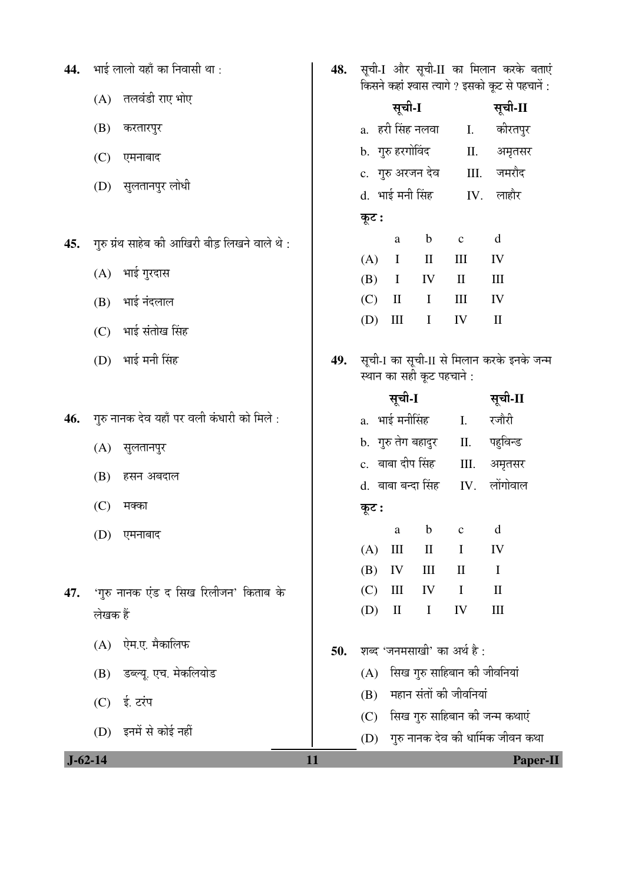44. भाई लालो यहाँ का निवासी था :

(A) तलवंडी राए भोए

(B) करतारपुर

(C) एमनाबाद

(D) सुलतानपुर लोधी

45. गुरु ग्रंथ साहेब की आखिरी बीड़ लिखने वाले थे :

(A) भाई गुरदास

(B) भाई नंदलाल

(C) भाई संतोख सिंह

(D) भाई मनी सिंह

46. गुरु नानक देव यहाँ पर वली कंधारी को मिले :

(A) सुलतानपुर

(B) हसन अबदाल

(C) मक्का

(D) एमनाबाद

47. 'गुरु नानक एंड द सिख रिलीजन' किताब के लेखक हैं

(A) ऐम.ए. मैकालिफ

(B) डब्ल्यू. एच. मेकलियोड

(C) ई. टरंप

(D) इनमें से कोई नहीं

48. सूची-I और सूची-II का मिलान करके बताएं किसने कहां श्वास त्यागे ? इसको कूट से पहचानें :

| सूची-I | सूची-II |
|---|---|
| a. हरी सिंह नलवा | I. कीरतपुर |
| b. गुरु हरगोविंद | II. अमृतसर |
| c. गुरु अरजन देव | III. जमरौद |
| d. भाई मनी सिंह | IV. लाहौर |

कूट :

| | a | b | c | d |
|---|---|---|---|---|
| (A) | I | II | III | IV |
| (B) | I | IV | II | III |
| (C) | II | I | III | IV |
| (D) | III | I | IV | II |

49. सूची-I का सूची-II से मिलान करके इनके जन्म स्थान का सही कूट पहचाने :

| सूची-I | सूची-II |
|---|---|
| a. भाई मनीसिंह | I. रजौरी |
| b. गुरु तेग बहादुर | II. पहुविन्ड |
| c. बाबा दीप सिंह | III. अमृतसर |
| d. बाबा बन्दा सिंह | IV. लोंगोवाल |

कूट :

| | a | b | c | d |
|---|---|---|---|---|
| (A) | III | II | I | IV |
| (B) | IV | III | II | I |
| (C) | III | IV | I | II |
| (D) | II | I | IV | III |

50. शब्द 'जनमसाखी' का अर्थ है :

(A) सिख गुरु साहिबान की जीवनियां

(B) महान संतों की जीवनियां

(C) सिख गुरु साहिबान की जन्म कथाएं

(D) गुरु नानक देव की धार्मिक जीवन कथा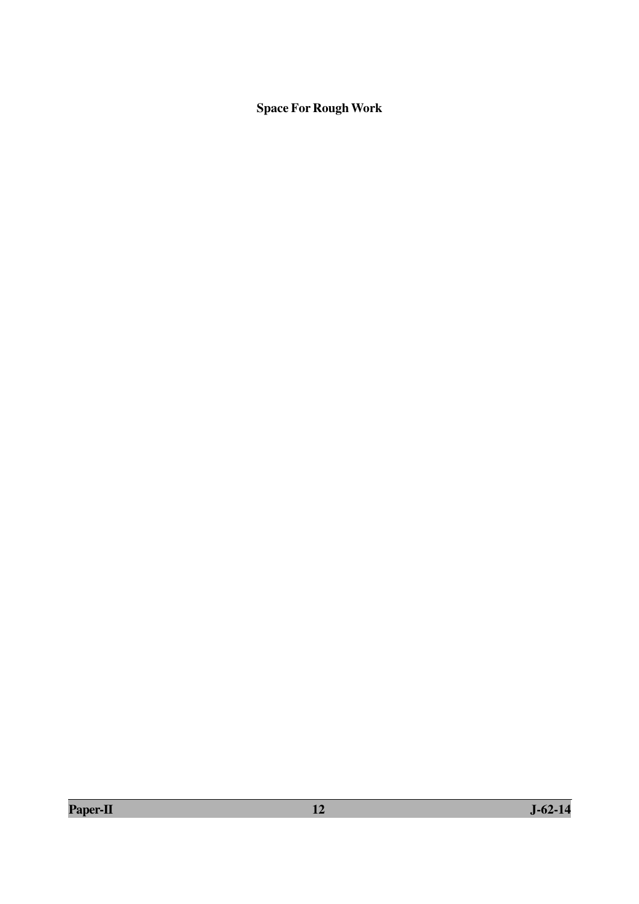**Space For Rough Work**